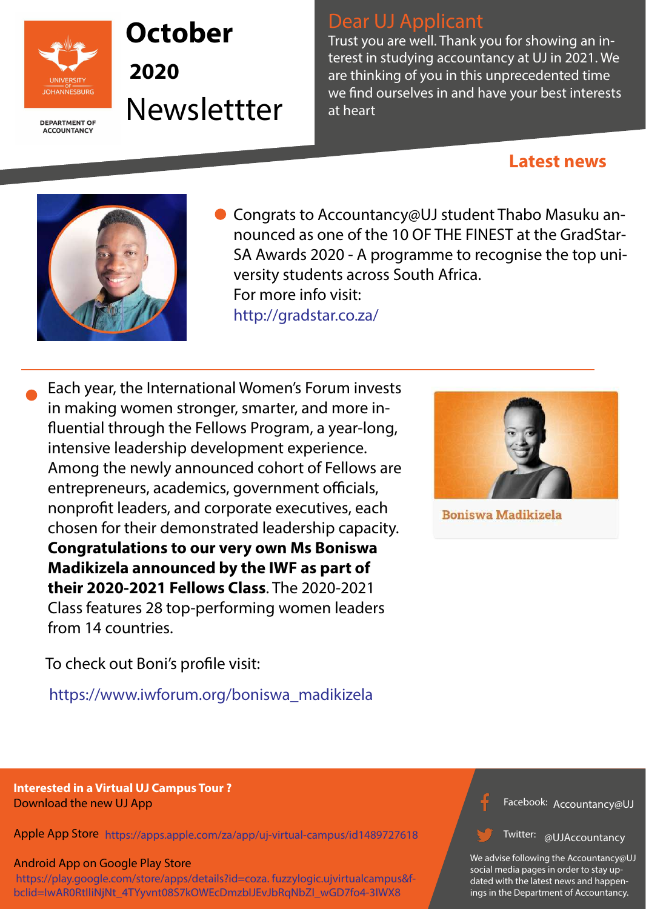UNIVERSITY OF JOHANNESBURG

DEPARTMENT OF ACCOUNTANCY

# October 2020 Newslettter

## Dear UJ Applicant

Trust you are well. Thank you for showing an interest in studying accountancy at UJ in 2021. We are thinking of you in this unprecedented time we find ourselves in and have your best interests at heart

## Latest news

- Congrats to Accountancy@UJ student Thabo Masuku announced as one of the 10 OF THE FINEST at the GradStar-SA Awards 2020 - A programme to recognise the top university students across South Africa.
  For more info visit:
  http://gradstar.co.za/

---

- Each year, the International Women's Forum invests in making women stronger, smarter, and more influential through the Fellows Program, a year-long, intensive leadership development experience. Among the newly announced cohort of Fellows are entrepreneurs, academics, government officials, nonprofit leaders, and corporate executives, each chosen for their demonstrated leadership capacity. **Congratulations to our very own Ms Boniswa Madikizela announced by the IWF as part of their 2020-2021 Fellows Class**. The 2020-2021 Class features 28 top-performing women leaders from 14 countries.

Boniswa Madikizela

To check out Boni's profile visit:

https://www.iwforum.org/boniswa_madikizela

**Interested in a Virtual UJ Campus Tour ?**
Download the new UJ App

Apple App Store https://apps.apple.com/za/app/uj-virtual-campus/id1489727618

Android App on Google Play Store
https://play.google.com/store/apps/details?id=coza. fuzzylogic.ujvirtualcampus&fbclid=IwAR0RtIliNjNt_4TYyvnt08S7kOWEcDmzblJEvJbRqNbZI_wGD7fo4-3IWX8

Facebook: Accountancy@UJ

Twitter: @UJAccountancy

We advise following the Accountancy@UJ social media pages in order to stay updated with the latest news and happenings in the Department of Accountancy.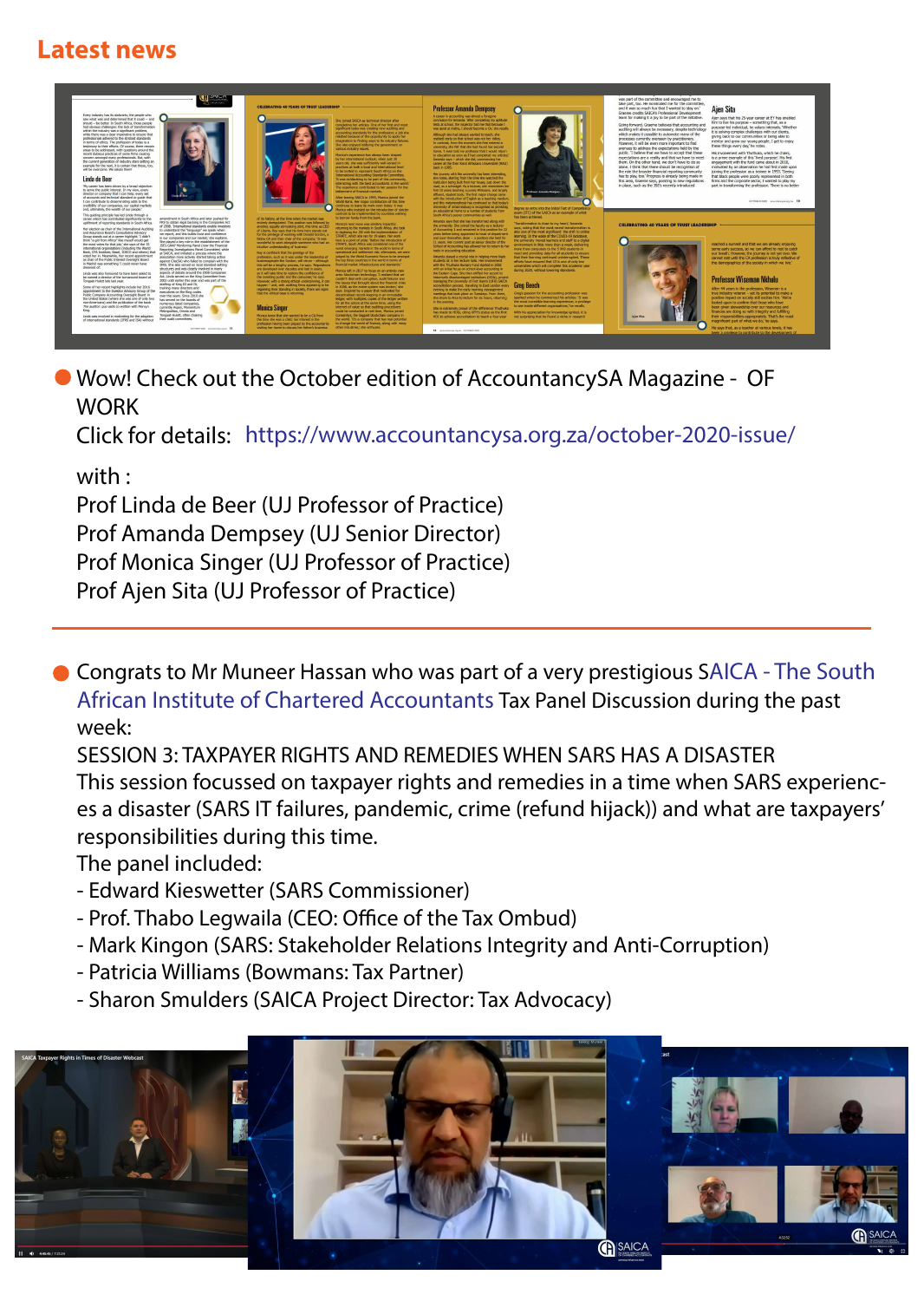## Latest news

- Wow! Check out the October edition of AccountancySA Magazine - OF WORK
  Click for details: https://www.accountancysa.org.za/october-2020-issue/

  with :
  Prof Linda de Beer (UJ Professor of Practice)
  Prof Amanda Dempsey (UJ Senior Director)
  Prof Monica Singer (UJ Professor of Practice)
  Prof Ajen Sita (UJ Professor of Practice)

---

- Congrats to Mr Muneer Hassan who was part of a very prestigious SAICA - The South African Institute of Chartered Accountants Tax Panel Discussion during the past week:
  SESSION 3: TAXPAYER RIGHTS AND REMEDIES WHEN SARS HAS A DISASTER
  This session focussed on taxpayer rights and remedies in a time when SARS experiences a disaster (SARS IT failures, pandemic, crime (refund hijack)) and what are taxpayers' responsibilities during this time.
  The panel included:
  - Edward Kieswetter (SARS Commissioner)
  - Prof. Thabo Legwaila (CEO: Office of the Tax Ombud)
  - Mark Kingon (SARS: Stakeholder Relations Integrity and Anti-Corruption)
  - Patricia Williams (Bowmans: Tax Partner)
  - Sharon Smulders (SAICA Project Director: Tax Advocacy)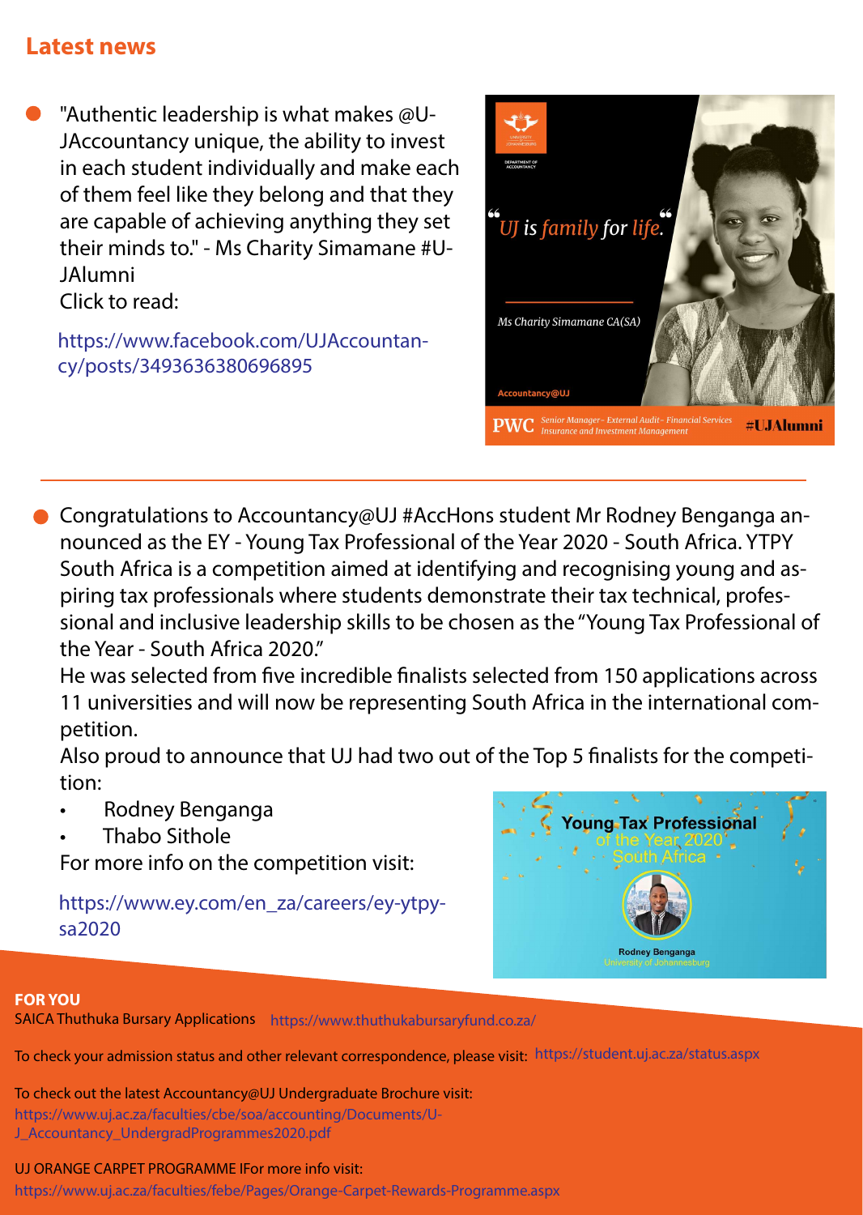## Latest news

- "Authentic leadership is what makes @UJAccountancy unique, the ability to invest in each student individually and make each of them feel like they belong and that they are capable of achieving anything they set their minds to." - Ms Charity Simamane #UJAlumni
  Click to read:

  https://www.facebook.com/UJAccountancy/posts/3493636380696895

---

- Congratulations to Accountancy@UJ #AccHons student Mr Rodney Benganga announced as the EY - Young Tax Professional of the Year 2020 - South Africa. YTPY South Africa is a competition aimed at identifying and recognising young and aspiring tax professionals where students demonstrate their tax technical, professional and inclusive leadership skills to be chosen as the "Young Tax Professional of the Year - South Africa 2020."
  He was selected from five incredible finalists selected from 150 applications across 11 universities and will now be representing South Africa in the international competition.
  Also proud to announce that UJ had two out of the Top 5 finalists for the competition:
  - Rodney Benganga
  - Thabo Sithole

  For more info on the competition visit:

  https://www.ey.com/en_za/careers/ey-ytpy-sa2020

**FOR YOU**

SAICA Thuthuka Bursary Applications https://www.thuthukabursaryfund.co.za/

To check your admission status and other relevant correspondence, please visit: https://student.uj.ac.za/status.aspx

To check out the latest Accountancy@UJ Undergraduate Brochure visit:
https://www.uj.ac.za/faculties/cbe/soa/accounting/Documents/U-J_Accountancy_UndergradProgrammes2020.pdf

UJ ORANGE CARPET PROGRAMME IFor more info visit:
https://www.uj.ac.za/faculties/febe/Pages/Orange-Carpet-Rewards-Programme.aspx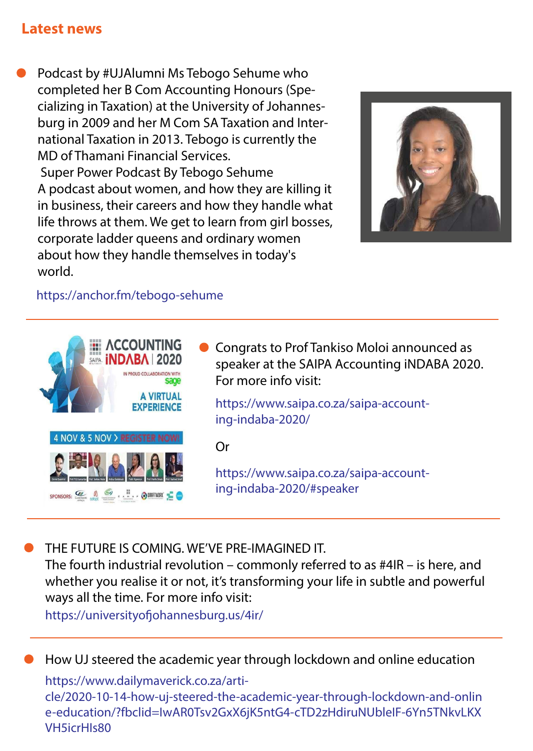## Latest news

- Podcast by #UJAlumni Ms Tebogo Sehume who completed her B Com Accounting Honours (Specializing in Taxation) at the University of Johannesburg in 2009 and her M Com SA Taxation and International Taxation in 2013. Tebogo is currently the MD of Thamani Financial Services.
  Super Power Podcast By Tebogo Sehume
  A podcast about women, and how they are killing it in business, their careers and how they handle what life throws at them. We get to learn from girl bosses, corporate ladder queens and ordinary women about how they handle themselves in today's world.

  https://anchor.fm/tebogo-sehume

---

- Congrats to Prof Tankiso Moloi announced as speaker at the SAIPA Accounting iNDABA 2020. For more info visit:

  https://www.saipa.co.za/saipa-accounting-indaba-2020/

  Or

  https://www.saipa.co.za/saipa-accounting-indaba-2020/#speaker

---

- THE FUTURE IS COMING. WE'VE PRE-IMAGINED IT.
  The fourth industrial revolution – commonly referred to as #4IR – is here, and whether you realise it or not, it's transforming your life in subtle and powerful ways all the time. For more info visit:
  https://universityofjohannesburg.us/4ir/

---

- How UJ steered the academic year through lockdown and online education

  https://www.dailymaverick.co.za/article/2020-10-14-how-uj-steered-the-academic-year-through-lockdown-and-online-education/?fbclid=IwAR0Tsv2GxX6jK5ntG4-cTD2zHdiruNUbleIF-6Yn5TNkvLKXVH5icrHIs80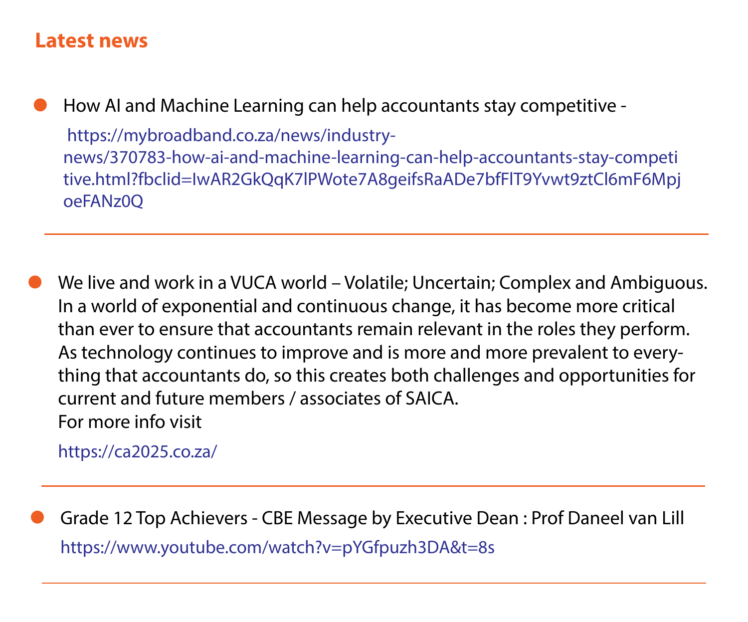## Latest news

- How AI and Machine Learning can help accountants stay competitive - https://mybroadband.co.za/news/industry-news/370783-how-ai-and-machine-learning-can-help-accountants-stay-competitive.html?fbclid=IwAR2GkQqK7lPWote7A8geifsRaADe7bfFlT9Yvwt9ztCl6mF6MpjoeFANz0Q

---

- We live and work in a VUCA world – Volatile; Uncertain; Complex and Ambiguous. In a world of exponential and continuous change, it has become more critical than ever to ensure that accountants remain relevant in the roles they perform. As technology continues to improve and is more and more prevalent to everything that accountants do, so this creates both challenges and opportunities for current and future members / associates of SAICA.
  For more info visit
  https://ca2025.co.za/

---

- Grade 12 Top Achievers - CBE Message by Executive Dean : Prof Daneel van Lill
  https://www.youtube.com/watch?v=pYGfpuzh3DA&t=8s

---